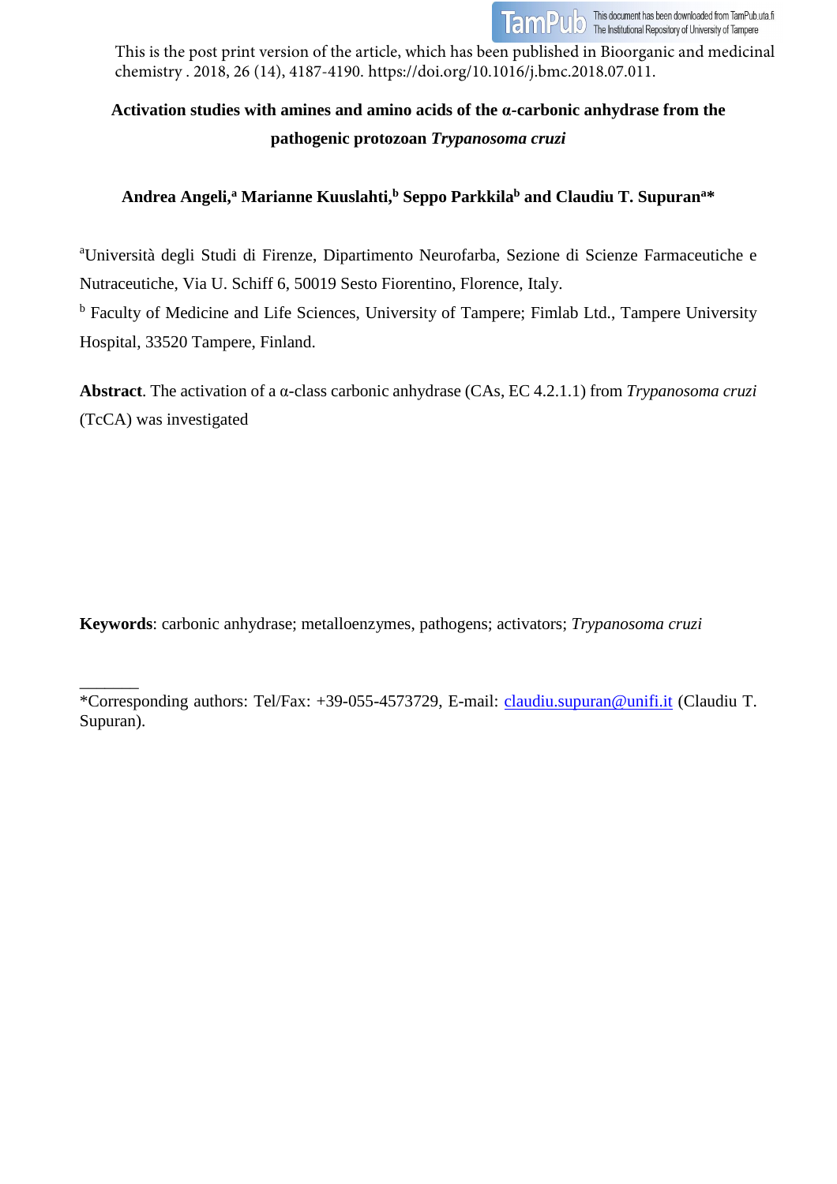This is the post print version of the article, which has been published in Bioorganic and medicinal chemistry . 2018, 26 (14), 4187-4190. https://doi.org/10.1016/j.bmc.2018.07.011.

# Activation studies with amines and amino acids of the α-carbonic anhydrase from the pathogenic protozoan *Trypanosoma cruzi*

**Andrea Angeli,[a] Marianne Kuuslahti,[b] Seppo Parkkila[b] and Claudiu T. Supuran[a]\***

[a]Università degli Studi di Firenze, Dipartimento Neurofarba, Sezione di Scienze Farmaceutiche e Nutraceutiche, Via U. Schiff 6, 50019 Sesto Fiorentino, Florence, Italy.

[b] Faculty of Medicine and Life Sciences, University of Tampere; Fimlab Ltd., Tampere University Hospital, 33520 Tampere, Finland.

**Abstract**. The activation of a α-class carbonic anhydrase (CAs, EC 4.2.1.1) from *Trypanosoma cruzi* (TcCA) was investigated

**Keywords**: carbonic anhydrase; metalloenzymes, pathogens; activators; *Trypanosoma cruzi*

\*Corresponding authors: Tel/Fax: +39-055-4573729, E-mail: claudiu.supuran@unifi.it (Claudiu T. Supuran).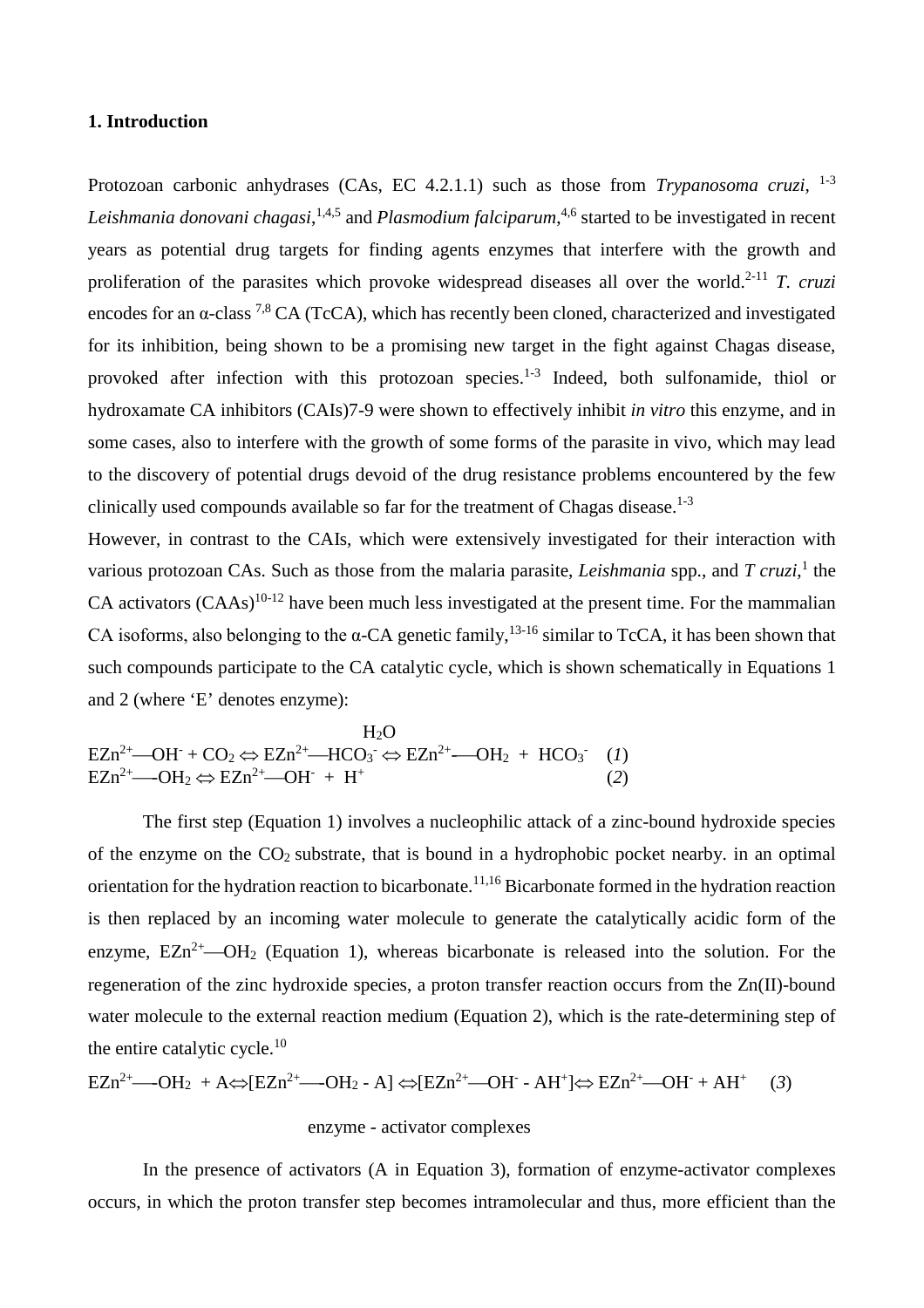## 1. Introduction

Protozoan carbonic anhydrases (CAs, EC 4.2.1.1) such as those from *Trypanosoma cruzi*, [1-3] *Leishmania donovani chagasi*,[1,4,5] and *Plasmodium falciparum*,[4,6] started to be investigated in recent years as potential drug targets for finding agents enzymes that interfere with the growth and proliferation of the parasites which provoke widespread diseases all over the world.[2-11] *T. cruzi* encodes for an α-class [7,8] CA (TcCA), which has recently been cloned, characterized and investigated for its inhibition, being shown to be a promising new target in the fight against Chagas disease, provoked after infection with this protozoan species.[1-3] Indeed, both sulfonamide, thiol or hydroxamate CA inhibitors (CAIs)7-9 were shown to effectively inhibit *in vitro* this enzyme, and in some cases, also to interfere with the growth of some forms of the parasite in vivo, which may lead to the discovery of potential drugs devoid of the drug resistance problems encountered by the few clinically used compounds available so far for the treatment of Chagas disease.[1-3]

However, in contrast to the CAIs, which were extensively investigated for their interaction with various protozoan CAs. Such as those from the malaria parasite, *Leishmania* spp., and *T cruzi*,[1] the CA activators (CAAs)[10-12] have been much less investigated at the present time. For the mammalian CA isoforms, also belonging to the α-CA genetic family,[13-16] similar to TcCA, it has been shown that such compounds participate to the CA catalytic cycle, which is shown schematically in Equations 1 and 2 (where 'E' denotes enzyme):

$$EZn^{2+}—OH^- + CO_2 \Leftrightarrow EZn^{2+}—HCO_3^- \overset{H_2O}{\Leftrightarrow} EZn^{2+}—OH_2 + HCO_3^- \quad (1)$$

$$EZn^{2+}—OH_2 \Leftrightarrow EZn^{2+}—OH^- + H^+ \quad (2)$$

The first step (Equation 1) involves a nucleophilic attack of a zinc-bound hydroxide species of the enzyme on the $CO_2$ substrate, that is bound in a hydrophobic pocket nearby. in an optimal orientation for the hydration reaction to bicarbonate.[11,16] Bicarbonate formed in the hydration reaction is then replaced by an incoming water molecule to generate the catalytically acidic form of the enzyme, $EZn^{2+}—OH_2$ (Equation 1), whereas bicarbonate is released into the solution. For the regeneration of the zinc hydroxide species, a proton transfer reaction occurs from the Zn(II)-bound water molecule to the external reaction medium (Equation 2), which is the rate-determining step of the entire catalytic cycle.[10]

$$EZn^{2+}—OH_2 + A \Leftrightarrow \underbrace{[EZn^{2+}—OH_2 - A] \Leftrightarrow [EZn^{2+}—OH^- - AH^+]}_{\text{enzyme - activator complexes}} \Leftrightarrow EZn^{2+}—OH^- + AH^+ \quad (3)$$

In the presence of activators (A in Equation 3), formation of enzyme-activator complexes occurs, in which the proton transfer step becomes intramolecular and thus, more efficient than the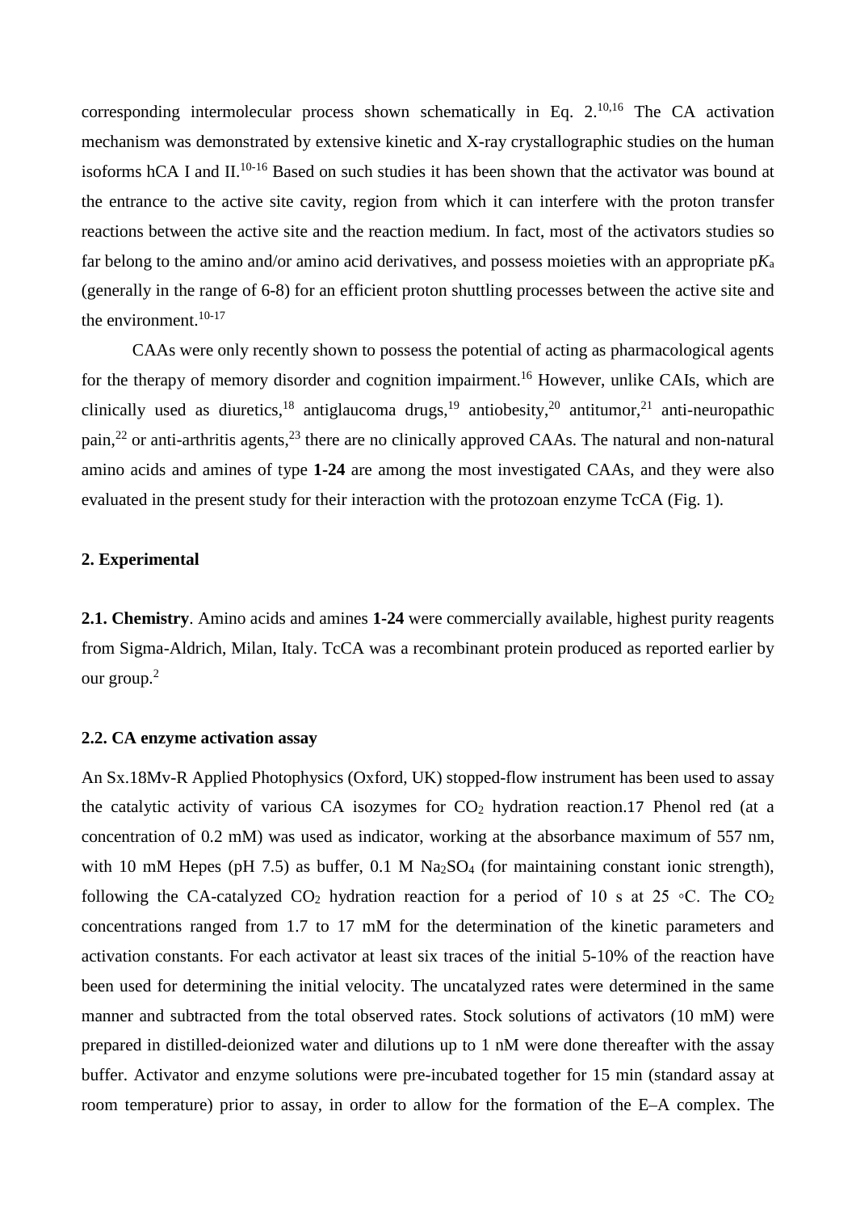corresponding intermolecular process shown schematically in Eq. 2.[10,16] The CA activation mechanism was demonstrated by extensive kinetic and X-ray crystallographic studies on the human isoforms hCA I and II.[10-16] Based on such studies it has been shown that the activator was bound at the entrance to the active site cavity, region from which it can interfere with the proton transfer reactions between the active site and the reaction medium. In fact, most of the activators studies so far belong to the amino and/or amino acid derivatives, and possess moieties with an appropriate p$K_a$ (generally in the range of 6-8) for an efficient proton shuttling processes between the active site and the environment.[10-17]

CAAs were only recently shown to possess the potential of acting as pharmacological agents for the therapy of memory disorder and cognition impairment.[16] However, unlike CAIs, which are clinically used as diuretics,[18] antiglaucoma drugs,[19] antiobesity,[20] antitumor,[21] anti-neuropathic pain,[22] or anti-arthritis agents,[23] there are no clinically approved CAAs. The natural and non-natural amino acids and amines of type **1-24** are among the most investigated CAAs, and they were also evaluated in the present study for their interaction with the protozoan enzyme TcCA (Fig. 1).

## 2. Experimental

**2.1. Chemistry**. Amino acids and amines **1-24** were commercially available, highest purity reagents from Sigma-Aldrich, Milan, Italy. TcCA was a recombinant protein produced as reported earlier by our group.[2]

### 2.2. CA enzyme activation assay

An Sx.18Mv-R Applied Photophysics (Oxford, UK) stopped-flow instrument has been used to assay the catalytic activity of various CA isozymes for $CO_2$ hydration reaction.17 Phenol red (at a concentration of 0.2 mM) was used as indicator, working at the absorbance maximum of 557 nm, with 10 mM Hepes (pH 7.5) as buffer, 0.1 M $Na_2SO_4$ (for maintaining constant ionic strength), following the CA-catalyzed $CO_2$ hydration reaction for a period of 10 s at 25 ◦C. The $CO_2$ concentrations ranged from 1.7 to 17 mM for the determination of the kinetic parameters and activation constants. For each activator at least six traces of the initial 5-10% of the reaction have been used for determining the initial velocity. The uncatalyzed rates were determined in the same manner and subtracted from the total observed rates. Stock solutions of activators (10 mM) were prepared in distilled-deionized water and dilutions up to 1 nM were done thereafter with the assay buffer. Activator and enzyme solutions were pre-incubated together for 15 min (standard assay at room temperature) prior to assay, in order to allow for the formation of the E–A complex. The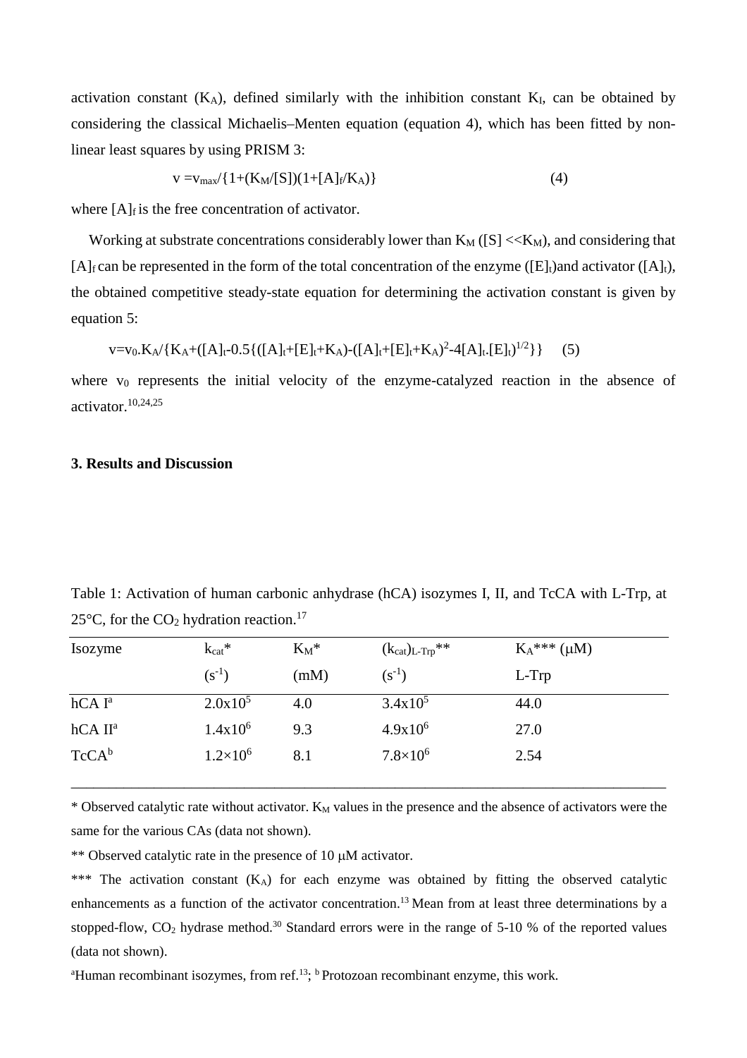activation constant ($K_A$), defined similarly with the inhibition constant $K_I$, can be obtained by considering the classical Michaelis–Menten equation (equation 4), which has been fitted by non-linear least squares by using PRISM 3:

$$v = v_{max}/\{1+(K_M/[S])(1+[A]_f/K_A)\} \qquad (4)$$

where $[A]_f$ is the free concentration of activator.

Working at substrate concentrations considerably lower than $K_M$ ($[S] << K_M$), and considering that $[A]_f$ can be represented in the form of the total concentration of the enzyme ($[E]_t$)and activator ($[A]_t$), the obtained competitive steady-state equation for determining the activation constant is given by equation 5:

$$v = v_0 . K_A/\{K_A+([A]_t-0.5\{([A]_t+[E]_t+K_A)-([A]_t+[E]_t+K_A)^2-4[A]_t.[E]_t)^{1/2}\}\} \qquad (5)$$

where $v_0$ represents the initial velocity of the enzyme-catalyzed reaction in the absence of activator.[10,24,25]

### 3. Results and Discussion

Table 1: Activation of human carbonic anhydrase (hCA) isozymes I, II, and TcCA with L-Trp, at 25°C, for the $CO_2$ hydration reaction.[17]

| Isozyme | $k_{cat}$* ($s^{-1}$) | $K_M$* (mM) | $(k_{cat})_{L\text{-}Trp}$** ($s^{-1}$) | $K_A$*** (μM) L-Trp |
|---|---|---|---|---|
| hCA I[a] | $2.0 \times 10^5$ | 4.0 | $3.4 \times 10^5$ | 44.0 |
| hCA II[a] | $1.4 \times 10^6$ | 9.3 | $4.9 \times 10^6$ | 27.0 |
| TcCA[b] | $1.2 \times 10^6$ | 8.1 | $7.8 \times 10^6$ | 2.54 |

\* Observed catalytic rate without activator. $K_M$ values in the presence and the absence of activators were the same for the various CAs (data not shown).

** Observed catalytic rate in the presence of 10 μM activator.

*** The activation constant ($K_A$) for each enzyme was obtained by fitting the observed catalytic enhancements as a function of the activator concentration.[13] Mean from at least three determinations by a stopped-flow, $CO_2$ hydrase method.[30] Standard errors were in the range of 5-10 % of the reported values (data not shown).

[a]Human recombinant isozymes, from ref.[13]; [b] Protozoan recombinant enzyme, this work.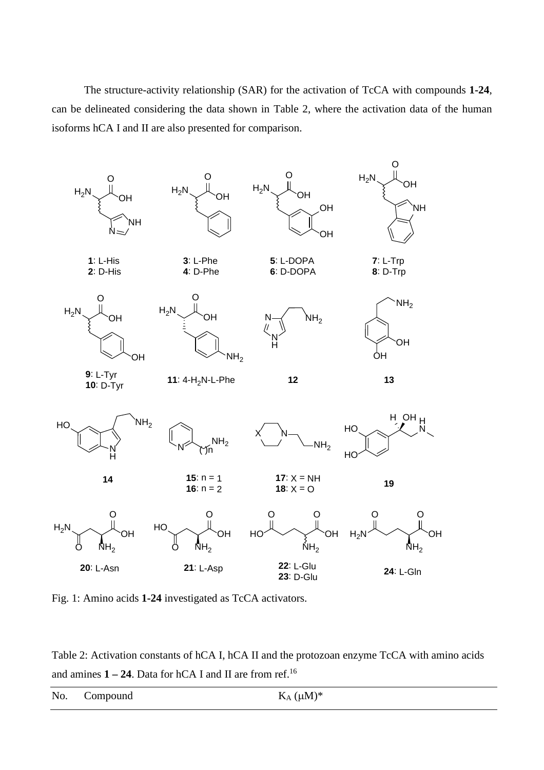The structure-activity relationship (SAR) for the activation of TcCA with compounds **1-24**, can be delineated considering the data shown in Table 2, where the activation data of the human isoforms hCA I and II are also presented for comparison.

Fig. 1: Amino acids **1-24** investigated as TcCA activators.

Table 2: Activation constants of hCA I, hCA II and the protozoan enzyme TcCA with amino acids and amines **1 – 24**. Data for hCA I and II are from ref.[16]

| No. | Compound | $K_A$ (μM)* |
|---|---|---|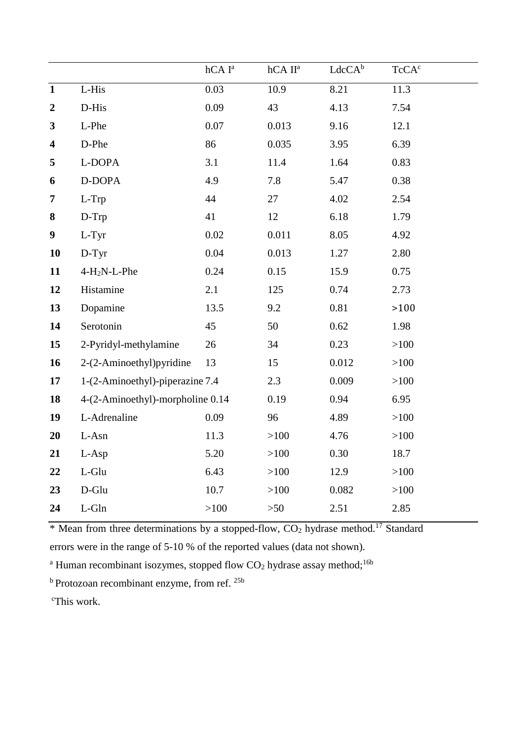| | | hCA I[a] | hCA II[a] | LdcCA[b] | TcCA[c] |
|---|---|---|---|---|---|
| **1** | L-His | 0.03 | 10.9 | 8.21 | 11.3 |
| **2** | D-His | 0.09 | 43 | 4.13 | 7.54 |
| **3** | L-Phe | 0.07 | 0.013 | 9.16 | 12.1 |
| **4** | D-Phe | 86 | 0.035 | 3.95 | 6.39 |
| **5** | L-DOPA | 3.1 | 11.4 | 1.64 | 0.83 |
| **6** | D-DOPA | 4.9 | 7.8 | 5.47 | 0.38 |
| **7** | L-Trp | 44 | 27 | 4.02 | 2.54 |
| **8** | D-Trp | 41 | 12 | 6.18 | 1.79 |
| **9** | L-Tyr | 0.02 | 0.011 | 8.05 | 4.92 |
| **10** | D-Tyr | 0.04 | 0.013 | 1.27 | 2.80 |
| **11** | 4-$H_2N$-L-Phe | 0.24 | 0.15 | 15.9 | 0.75 |
| **12** | Histamine | 2.1 | 125 | 0.74 | 2.73 |
| **13** | Dopamine | 13.5 | 9.2 | 0.81 | >100 |
| **14** | Serotonin | 45 | 50 | 0.62 | 1.98 |
| **15** | 2-Pyridyl-methylamine | 26 | 34 | 0.23 | >100 |
| **16** | 2-(2-Aminoethyl)pyridine | 13 | 15 | 0.012 | >100 |
| **17** | 1-(2-Aminoethyl)-piperazine | 7.4 | 2.3 | 0.009 | >100 |
| **18** | 4-(2-Aminoethyl)-morpholine | 0.14 | 0.19 | 0.94 | 6.95 |
| **19** | L-Adrenaline | 0.09 | 96 | 4.89 | >100 |
| **20** | L-Asn | 11.3 | >100 | 4.76 | >100 |
| **21** | L-Asp | 5.20 | >100 | 0.30 | 18.7 |
| **22** | L-Glu | 6.43 | >100 | 12.9 | >100 |
| **23** | D-Glu | 10.7 | >100 | 0.082 | >100 |
| **24** | L-Gln | >100 | >50 | 2.51 | 2.85 |

* Mean from three determinations by a stopped-flow, $CO_2$ hydrase method.[17] Standard errors were in the range of 5-10 % of the reported values (data not shown).

[a] Human recombinant isozymes, stopped flow $CO_2$ hydrase assay method;[16b]

[b] Protozoan recombinant enzyme, from ref. [25b]

[c] This work.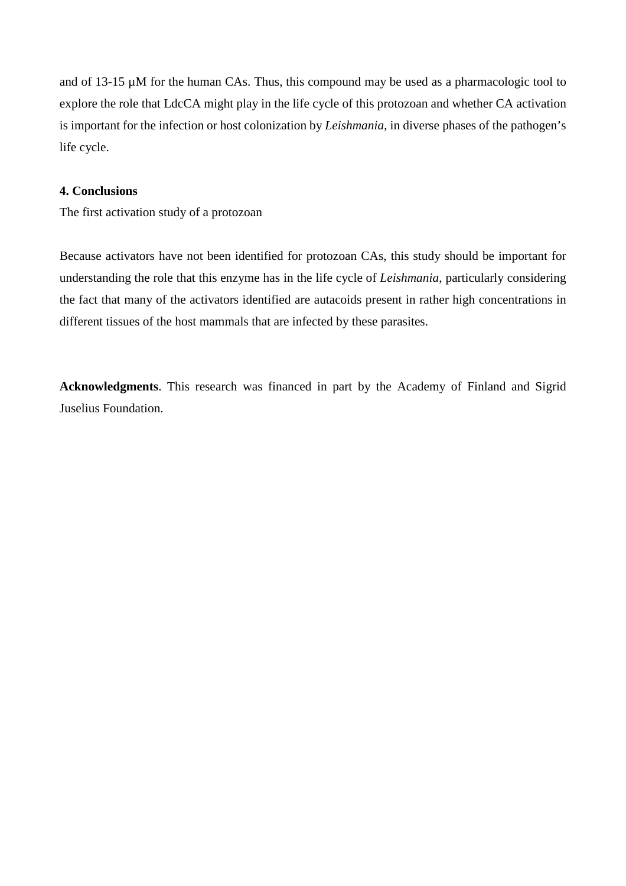and of 13-15 µM for the human CAs. Thus, this compound may be used as a pharmacologic tool to explore the role that LdcCA might play in the life cycle of this protozoan and whether CA activation is important for the infection or host colonization by *Leishmania*, in diverse phases of the pathogen's life cycle.

**4. Conclusions**

The first activation study of a protozoan

Because activators have not been identified for protozoan CAs, this study should be important for understanding the role that this enzyme has in the life cycle of *Leishmania*, particularly considering the fact that many of the activators identified are autacoids present in rather high concentrations in different tissues of the host mammals that are infected by these parasites.

**Acknowledgments**. This research was financed in part by the Academy of Finland and Sigrid Juselius Foundation.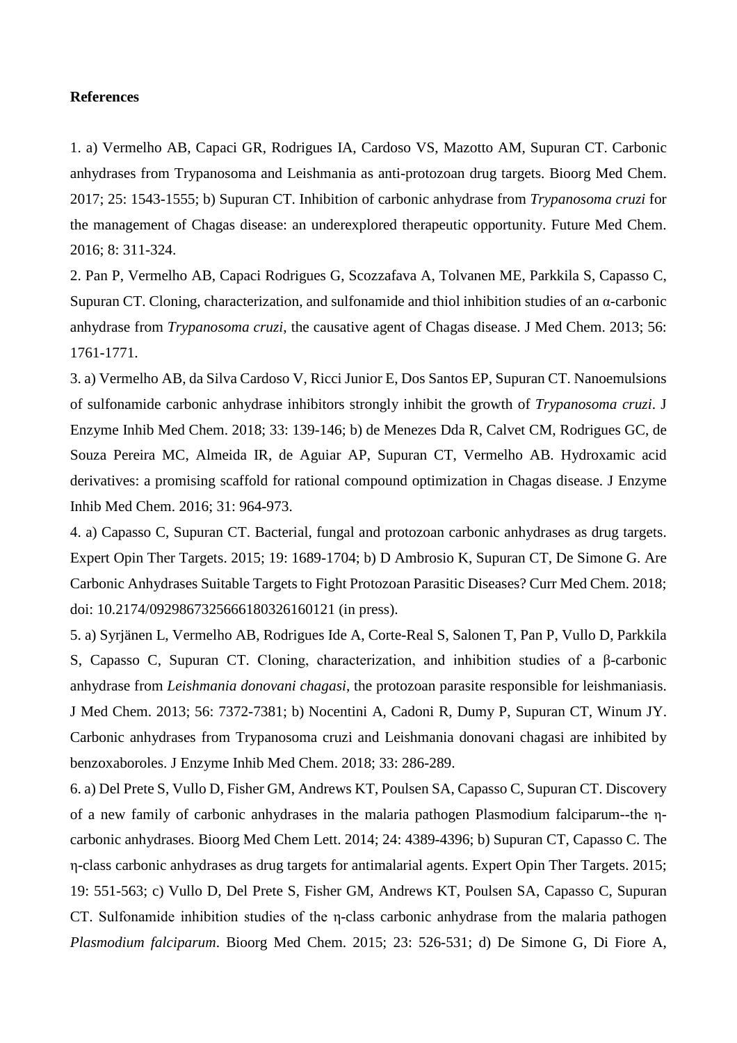**References**

1. a) Vermelho AB, Capaci GR, Rodrigues IA, Cardoso VS, Mazotto AM, Supuran CT. Carbonic anhydrases from Trypanosoma and Leishmania as anti-protozoan drug targets. Bioorg Med Chem. 2017; 25: 1543-1555; b) Supuran CT. Inhibition of carbonic anhydrase from *Trypanosoma cruzi* for the management of Chagas disease: an underexplored therapeutic opportunity. Future Med Chem. 2016; 8: 311-324.

2. Pan P, Vermelho AB, Capaci Rodrigues G, Scozzafava A, Tolvanen ME, Parkkila S, Capasso C, Supuran CT. Cloning, characterization, and sulfonamide and thiol inhibition studies of an α-carbonic anhydrase from *Trypanosoma cruzi*, the causative agent of Chagas disease. J Med Chem. 2013; 56: 1761-1771.

3. a) Vermelho AB, da Silva Cardoso V, Ricci Junior E, Dos Santos EP, Supuran CT. Nanoemulsions of sulfonamide carbonic anhydrase inhibitors strongly inhibit the growth of *Trypanosoma cruzi*. J Enzyme Inhib Med Chem. 2018; 33: 139-146; b) de Menezes Dda R, Calvet CM, Rodrigues GC, de Souza Pereira MC, Almeida IR, de Aguiar AP, Supuran CT, Vermelho AB. Hydroxamic acid derivatives: a promising scaffold for rational compound optimization in Chagas disease. J Enzyme Inhib Med Chem. 2016; 31: 964-973.

4. a) Capasso C, Supuran CT. Bacterial, fungal and protozoan carbonic anhydrases as drug targets. Expert Opin Ther Targets. 2015; 19: 1689-1704; b) D Ambrosio K, Supuran CT, De Simone G. Are Carbonic Anhydrases Suitable Targets to Fight Protozoan Parasitic Diseases? Curr Med Chem. 2018; doi: 10.2174/0929867325666180326160121 (in press).

5. a) Syrjänen L, Vermelho AB, Rodrigues Ide A, Corte-Real S, Salonen T, Pan P, Vullo D, Parkkila S, Capasso C, Supuran CT. Cloning, characterization, and inhibition studies of a β-carbonic anhydrase from *Leishmania donovani chagasi*, the protozoan parasite responsible for leishmaniasis. J Med Chem. 2013; 56: 7372-7381; b) Nocentini A, Cadoni R, Dumy P, Supuran CT, Winum JY. Carbonic anhydrases from Trypanosoma cruzi and Leishmania donovani chagasi are inhibited by benzoxaboroles. J Enzyme Inhib Med Chem. 2018; 33: 286-289.

6. a) Del Prete S, Vullo D, Fisher GM, Andrews KT, Poulsen SA, Capasso C, Supuran CT. Discovery of a new family of carbonic anhydrases in the malaria pathogen Plasmodium falciparum--the η-carbonic anhydrases. Bioorg Med Chem Lett. 2014; 24: 4389-4396; b) Supuran CT, Capasso C. The η-class carbonic anhydrases as drug targets for antimalarial agents. Expert Opin Ther Targets. 2015; 19: 551-563; c) Vullo D, Del Prete S, Fisher GM, Andrews KT, Poulsen SA, Capasso C, Supuran CT. Sulfonamide inhibition studies of the η-class carbonic anhydrase from the malaria pathogen *Plasmodium falciparum*. Bioorg Med Chem. 2015; 23: 526-531; d) De Simone G, Di Fiore A,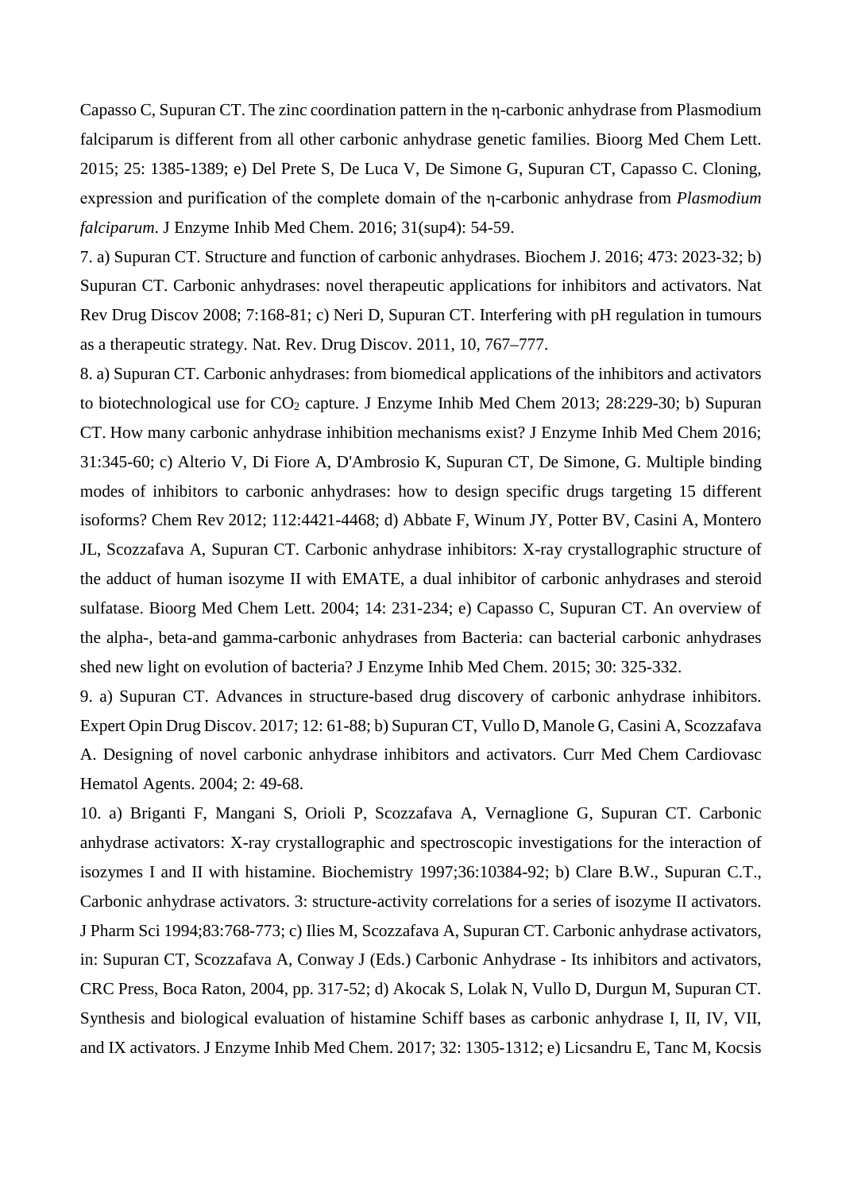Capasso C, Supuran CT. The zinc coordination pattern in the η-carbonic anhydrase from Plasmodium falciparum is different from all other carbonic anhydrase genetic families. Bioorg Med Chem Lett. 2015; 25: 1385-1389; e) Del Prete S, De Luca V, De Simone G, Supuran CT, Capasso C. Cloning, expression and purification of the complete domain of the η-carbonic anhydrase from *Plasmodium falciparum*. J Enzyme Inhib Med Chem. 2016; 31(sup4): 54-59.

7. a) Supuran CT. Structure and function of carbonic anhydrases. Biochem J. 2016; 473: 2023-32; b) Supuran CT. Carbonic anhydrases: novel therapeutic applications for inhibitors and activators. Nat Rev Drug Discov 2008; 7:168-81; c) Neri D, Supuran CT. Interfering with pH regulation in tumours as a therapeutic strategy. Nat. Rev. Drug Discov. 2011, 10, 767–777.

8. a) Supuran CT. Carbonic anhydrases: from biomedical applications of the inhibitors and activators to biotechnological use for $CO_2$ capture. J Enzyme Inhib Med Chem 2013; 28:229-30; b) Supuran CT. How many carbonic anhydrase inhibition mechanisms exist? J Enzyme Inhib Med Chem 2016; 31:345-60; c) Alterio V, Di Fiore A, D'Ambrosio K, Supuran CT, De Simone, G. Multiple binding modes of inhibitors to carbonic anhydrases: how to design specific drugs targeting 15 different isoforms? Chem Rev 2012; 112:4421-4468; d) Abbate F, Winum JY, Potter BV, Casini A, Montero JL, Scozzafava A, Supuran CT. Carbonic anhydrase inhibitors: X-ray crystallographic structure of the adduct of human isozyme II with EMATE, a dual inhibitor of carbonic anhydrases and steroid sulfatase. Bioorg Med Chem Lett. 2004; 14: 231-234; e) Capasso C, Supuran CT. An overview of the alpha-, beta-and gamma-carbonic anhydrases from Bacteria: can bacterial carbonic anhydrases shed new light on evolution of bacteria? J Enzyme Inhib Med Chem. 2015; 30: 325-332.

9. a) Supuran CT. Advances in structure-based drug discovery of carbonic anhydrase inhibitors. Expert Opin Drug Discov. 2017; 12: 61-88; b) Supuran CT, Vullo D, Manole G, Casini A, Scozzafava A. Designing of novel carbonic anhydrase inhibitors and activators. Curr Med Chem Cardiovasc Hematol Agents. 2004; 2: 49-68.

10. a) Briganti F, Mangani S, Orioli P, Scozzafava A, Vernaglione G, Supuran CT. Carbonic anhydrase activators: X-ray crystallographic and spectroscopic investigations for the interaction of isozymes I and II with histamine. Biochemistry 1997;36:10384-92; b) Clare B.W., Supuran C.T., Carbonic anhydrase activators. 3: structure-activity correlations for a series of isozyme II activators. J Pharm Sci 1994;83:768-773; c) Ilies M, Scozzafava A, Supuran CT. Carbonic anhydrase activators, in: Supuran CT, Scozzafava A, Conway J (Eds.) Carbonic Anhydrase - Its inhibitors and activators, CRC Press, Boca Raton, 2004, pp. 317-52; d) Akocak S, Lolak N, Vullo D, Durgun M, Supuran CT. Synthesis and biological evaluation of histamine Schiff bases as carbonic anhydrase I, II, IV, VII, and IX activators. J Enzyme Inhib Med Chem. 2017; 32: 1305-1312; e) Licsandru E, Tanc M, Kocsis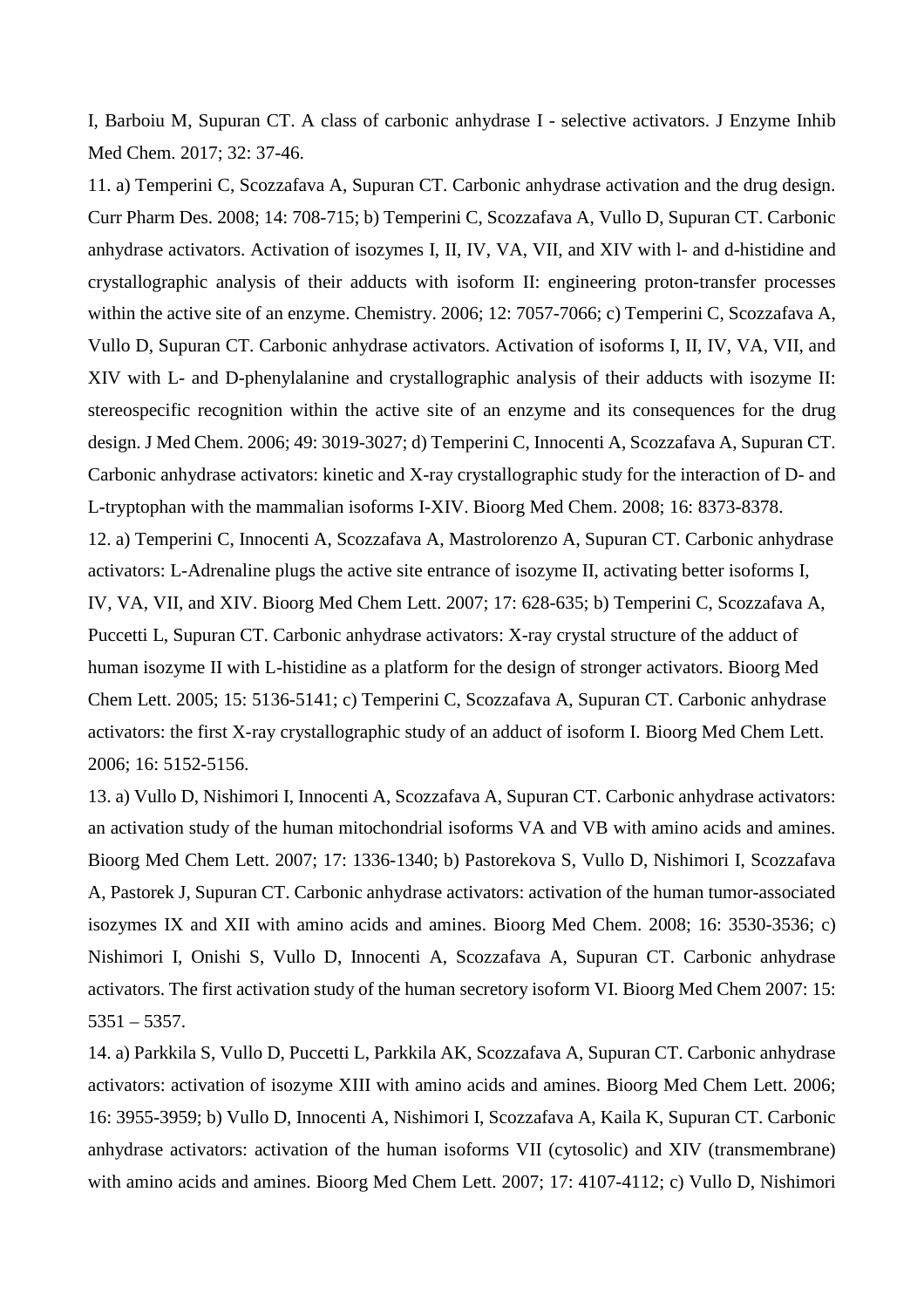I, Barboiu M, Supuran CT. A class of carbonic anhydrase I - selective activators. J Enzyme Inhib Med Chem. 2017; 32: 37-46.

11. a) Temperini C, Scozzafava A, Supuran CT. Carbonic anhydrase activation and the drug design. Curr Pharm Des. 2008; 14: 708-715; b) Temperini C, Scozzafava A, Vullo D, Supuran CT. Carbonic anhydrase activators. Activation of isozymes I, II, IV, VA, VII, and XIV with l- and d-histidine and crystallographic analysis of their adducts with isoform II: engineering proton-transfer processes within the active site of an enzyme. Chemistry. 2006; 12: 7057-7066; c) Temperini C, Scozzafava A, Vullo D, Supuran CT. Carbonic anhydrase activators. Activation of isoforms I, II, IV, VA, VII, and XIV with L- and D-phenylalanine and crystallographic analysis of their adducts with isozyme II: stereospecific recognition within the active site of an enzyme and its consequences for the drug design. J Med Chem. 2006; 49: 3019-3027; d) Temperini C, Innocenti A, Scozzafava A, Supuran CT. Carbonic anhydrase activators: kinetic and X-ray crystallographic study for the interaction of D- and L-tryptophan with the mammalian isoforms I-XIV. Bioorg Med Chem. 2008; 16: 8373-8378.

12. a) Temperini C, Innocenti A, Scozzafava A, Mastrolorenzo A, Supuran CT. Carbonic anhydrase activators: L-Adrenaline plugs the active site entrance of isozyme II, activating better isoforms I, IV, VA, VII, and XIV. Bioorg Med Chem Lett. 2007; 17: 628-635; b) Temperini C, Scozzafava A, Puccetti L, Supuran CT. Carbonic anhydrase activators: X-ray crystal structure of the adduct of human isozyme II with L-histidine as a platform for the design of stronger activators. Bioorg Med Chem Lett. 2005; 15: 5136-5141; c) Temperini C, Scozzafava A, Supuran CT. Carbonic anhydrase activators: the first X-ray crystallographic study of an adduct of isoform I. Bioorg Med Chem Lett. 2006; 16: 5152-5156.

13. a) Vullo D, Nishimori I, Innocenti A, Scozzafava A, Supuran CT. Carbonic anhydrase activators: an activation study of the human mitochondrial isoforms VA and VB with amino acids and amines. Bioorg Med Chem Lett. 2007; 17: 1336-1340; b) Pastorekova S, Vullo D, Nishimori I, Scozzafava A, Pastorek J, Supuran CT. Carbonic anhydrase activators: activation of the human tumor-associated isozymes IX and XII with amino acids and amines. Bioorg Med Chem. 2008; 16: 3530-3536; c) Nishimori I, Onishi S, Vullo D, Innocenti A, Scozzafava A, Supuran CT. Carbonic anhydrase activators. The first activation study of the human secretory isoform VI. Bioorg Med Chem 2007: 15: 5351 – 5357.

14. a) Parkkila S, Vullo D, Puccetti L, Parkkila AK, Scozzafava A, Supuran CT. Carbonic anhydrase activators: activation of isozyme XIII with amino acids and amines. Bioorg Med Chem Lett. 2006; 16: 3955-3959; b) Vullo D, Innocenti A, Nishimori I, Scozzafava A, Kaila K, Supuran CT. Carbonic anhydrase activators: activation of the human isoforms VII (cytosolic) and XIV (transmembrane) with amino acids and amines. Bioorg Med Chem Lett. 2007; 17: 4107-4112; c) Vullo D, Nishimori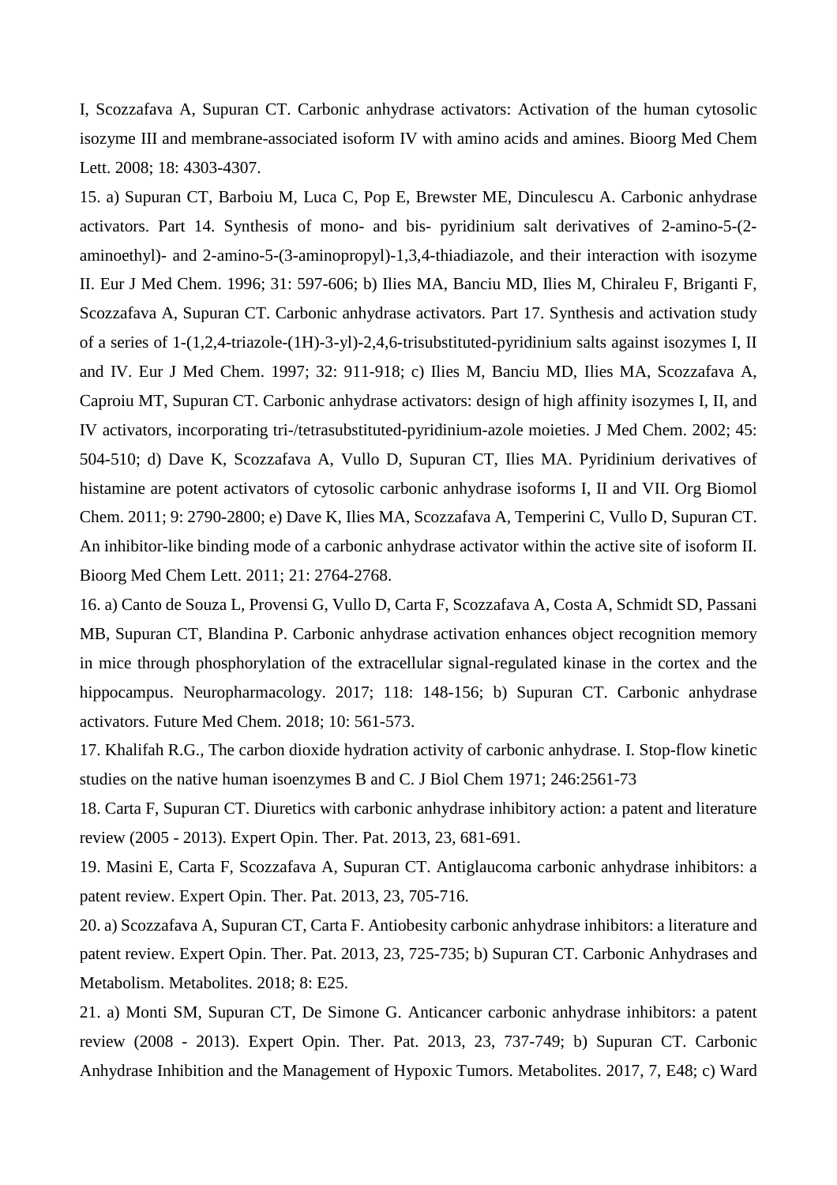I, Scozzafava A, Supuran CT. Carbonic anhydrase activators: Activation of the human cytosolic isozyme III and membrane-associated isoform IV with amino acids and amines. Bioorg Med Chem Lett. 2008; 18: 4303-4307.

15. a) Supuran CT, Barboiu M, Luca C, Pop E, Brewster ME, Dinculescu A. Carbonic anhydrase activators. Part 14. Synthesis of mono- and bis- pyridinium salt derivatives of 2-amino-5-(2-aminoethyl)- and 2-amino-5-(3-aminopropyl)-1,3,4-thiadiazole, and their interaction with isozyme II. Eur J Med Chem. 1996; 31: 597-606; b) Ilies MA, Banciu MD, Ilies M, Chiraleu F, Briganti F, Scozzafava A, Supuran CT. Carbonic anhydrase activators. Part 17. Synthesis and activation study of a series of 1-(1,2,4-triazole-(1H)-3-yl)-2,4,6-trisubstituted-pyridinium salts against isozymes I, II and IV. Eur J Med Chem. 1997; 32: 911-918; c) Ilies M, Banciu MD, Ilies MA, Scozzafava A, Caproiu MT, Supuran CT. Carbonic anhydrase activators: design of high affinity isozymes I, II, and IV activators, incorporating tri-/tetrasubstituted-pyridinium-azole moieties. J Med Chem. 2002; 45: 504-510; d) Dave K, Scozzafava A, Vullo D, Supuran CT, Ilies MA. Pyridinium derivatives of histamine are potent activators of cytosolic carbonic anhydrase isoforms I, II and VII. Org Biomol Chem. 2011; 9: 2790-2800; e) Dave K, Ilies MA, Scozzafava A, Temperini C, Vullo D, Supuran CT. An inhibitor-like binding mode of a carbonic anhydrase activator within the active site of isoform II. Bioorg Med Chem Lett. 2011; 21: 2764-2768.

16. a) Canto de Souza L, Provensi G, Vullo D, Carta F, Scozzafava A, Costa A, Schmidt SD, Passani MB, Supuran CT, Blandina P. Carbonic anhydrase activation enhances object recognition memory in mice through phosphorylation of the extracellular signal-regulated kinase in the cortex and the hippocampus. Neuropharmacology. 2017; 118: 148-156; b) Supuran CT. Carbonic anhydrase activators. Future Med Chem. 2018; 10: 561-573.

17. Khalifah R.G., The carbon dioxide hydration activity of carbonic anhydrase. I. Stop-flow kinetic studies on the native human isoenzymes B and C. J Biol Chem 1971; 246:2561-73

18. Carta F, Supuran CT. Diuretics with carbonic anhydrase inhibitory action: a patent and literature review (2005 - 2013). Expert Opin. Ther. Pat. 2013, 23, 681-691.

19. Masini E, Carta F, Scozzafava A, Supuran CT. Antiglaucoma carbonic anhydrase inhibitors: a patent review. Expert Opin. Ther. Pat. 2013, 23, 705-716.

20. a) Scozzafava A, Supuran CT, Carta F. Antiobesity carbonic anhydrase inhibitors: a literature and patent review. Expert Opin. Ther. Pat. 2013, 23, 725-735; b) Supuran CT. Carbonic Anhydrases and Metabolism. Metabolites. 2018; 8: E25.

21. a) Monti SM, Supuran CT, De Simone G. Anticancer carbonic anhydrase inhibitors: a patent review (2008 - 2013). Expert Opin. Ther. Pat. 2013, 23, 737-749; b) Supuran CT. Carbonic Anhydrase Inhibition and the Management of Hypoxic Tumors. Metabolites. 2017, 7, E48; c) Ward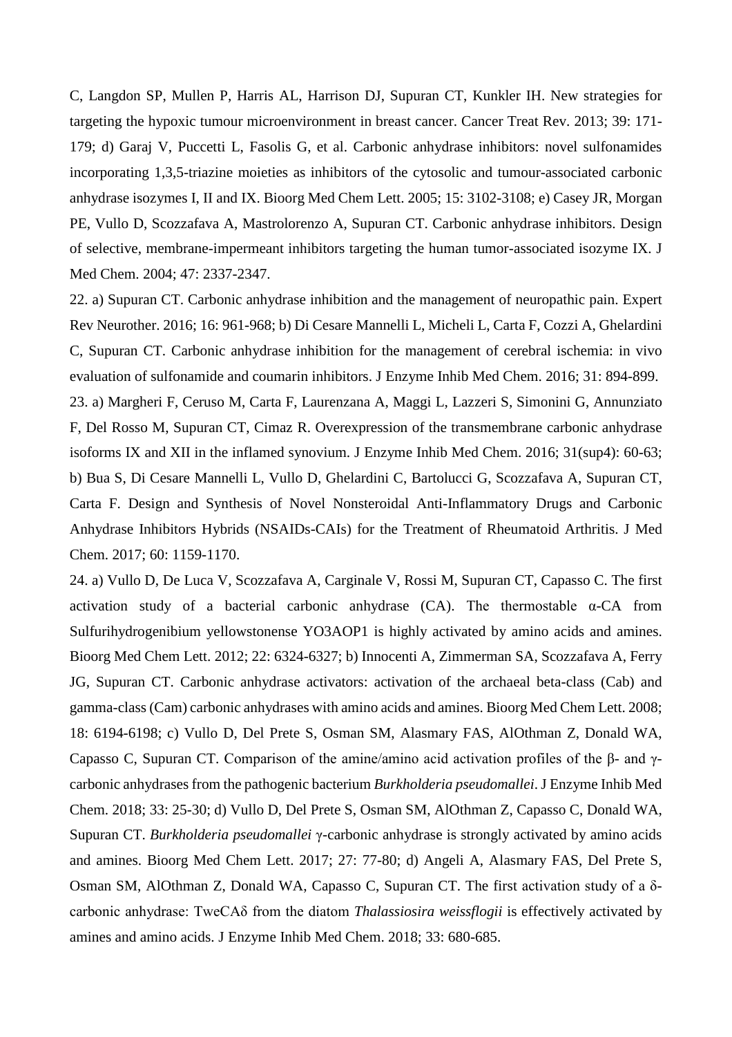C, Langdon SP, Mullen P, Harris AL, Harrison DJ, Supuran CT, Kunkler IH. New strategies for targeting the hypoxic tumour microenvironment in breast cancer. Cancer Treat Rev. 2013; 39: 171-179; d) Garaj V, Puccetti L, Fasolis G, et al. Carbonic anhydrase inhibitors: novel sulfonamides incorporating 1,3,5-triazine moieties as inhibitors of the cytosolic and tumour-associated carbonic anhydrase isozymes I, II and IX. Bioorg Med Chem Lett. 2005; 15: 3102-3108; e) Casey JR, Morgan PE, Vullo D, Scozzafava A, Mastrolorenzo A, Supuran CT. Carbonic anhydrase inhibitors. Design of selective, membrane-impermeant inhibitors targeting the human tumor-associated isozyme IX. J Med Chem. 2004; 47: 2337-2347.

22. a) Supuran CT. Carbonic anhydrase inhibition and the management of neuropathic pain. Expert Rev Neurother. 2016; 16: 961-968; b) Di Cesare Mannelli L, Micheli L, Carta F, Cozzi A, Ghelardini C, Supuran CT. Carbonic anhydrase inhibition for the management of cerebral ischemia: in vivo evaluation of sulfonamide and coumarin inhibitors. J Enzyme Inhib Med Chem. 2016; 31: 894-899.

23. a) Margheri F, Ceruso M, Carta F, Laurenzana A, Maggi L, Lazzeri S, Simonini G, Annunziato F, Del Rosso M, Supuran CT, Cimaz R. Overexpression of the transmembrane carbonic anhydrase isoforms IX and XII in the inflamed synovium. J Enzyme Inhib Med Chem. 2016; 31(sup4): 60-63; b) Bua S, Di Cesare Mannelli L, Vullo D, Ghelardini C, Bartolucci G, Scozzafava A, Supuran CT, Carta F. Design and Synthesis of Novel Nonsteroidal Anti-Inflammatory Drugs and Carbonic Anhydrase Inhibitors Hybrids (NSAIDs-CAIs) for the Treatment of Rheumatoid Arthritis. J Med Chem. 2017; 60: 1159-1170.

24. a) Vullo D, De Luca V, Scozzafava A, Carginale V, Rossi M, Supuran CT, Capasso C. The first activation study of a bacterial carbonic anhydrase (CA). The thermostable α-CA from Sulfurihydrogenibium yellowstonense YO3AOP1 is highly activated by amino acids and amines. Bioorg Med Chem Lett. 2012; 22: 6324-6327; b) Innocenti A, Zimmerman SA, Scozzafava A, Ferry JG, Supuran CT. Carbonic anhydrase activators: activation of the archaeal beta-class (Cab) and gamma-class (Cam) carbonic anhydrases with amino acids and amines. Bioorg Med Chem Lett. 2008; 18: 6194-6198; c) Vullo D, Del Prete S, Osman SM, Alasmary FAS, AlOthman Z, Donald WA, Capasso C, Supuran CT. Comparison of the amine/amino acid activation profiles of the β- and γ-carbonic anhydrases from the pathogenic bacterium *Burkholderia pseudomallei*. J Enzyme Inhib Med Chem. 2018; 33: 25-30; d) Vullo D, Del Prete S, Osman SM, AlOthman Z, Capasso C, Donald WA, Supuran CT. *Burkholderia pseudomallei* γ-carbonic anhydrase is strongly activated by amino acids and amines. Bioorg Med Chem Lett. 2017; 27: 77-80; d) Angeli A, Alasmary FAS, Del Prete S, Osman SM, AlOthman Z, Donald WA, Capasso C, Supuran CT. The first activation study of a δ-carbonic anhydrase: TweCAδ from the diatom *Thalassiosira weissflogii* is effectively activated by amines and amino acids. J Enzyme Inhib Med Chem. 2018; 33: 680-685.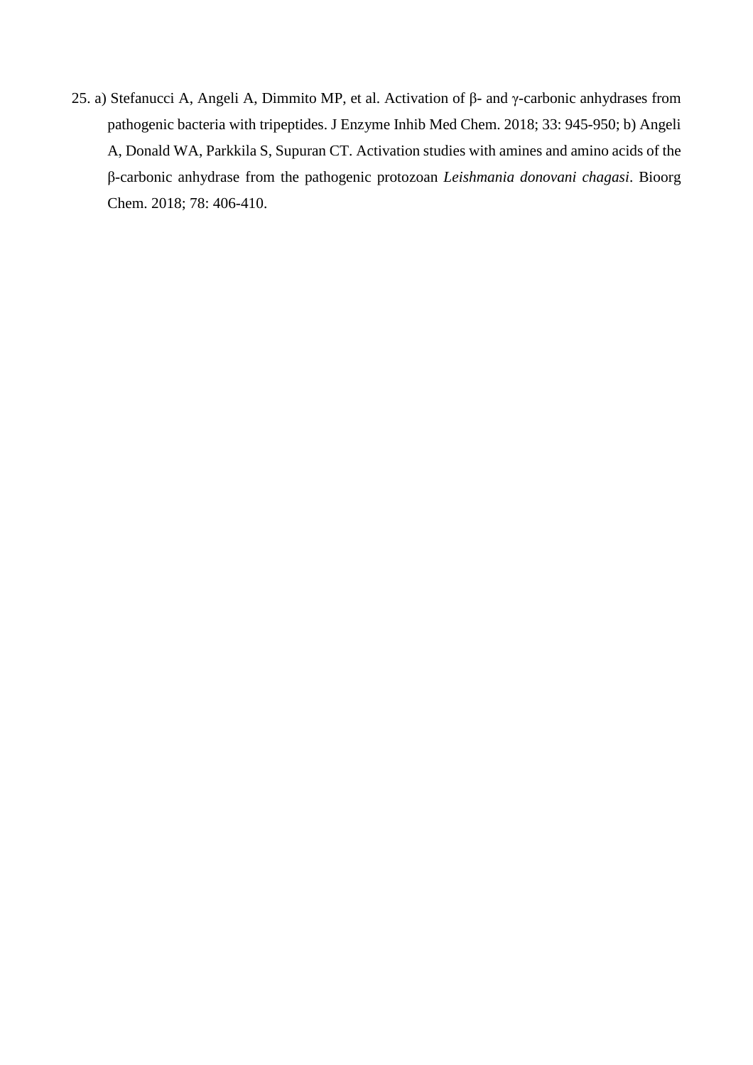25. a) Stefanucci A, Angeli A, Dimmito MP, et al. Activation of β- and γ-carbonic anhydrases from pathogenic bacteria with tripeptides. J Enzyme Inhib Med Chem. 2018; 33: 945-950; b) Angeli A, Donald WA, Parkkila S, Supuran CT. Activation studies with amines and amino acids of the β-carbonic anhydrase from the pathogenic protozoan *Leishmania donovani chagasi*. Bioorg Chem. 2018; 78: 406-410.